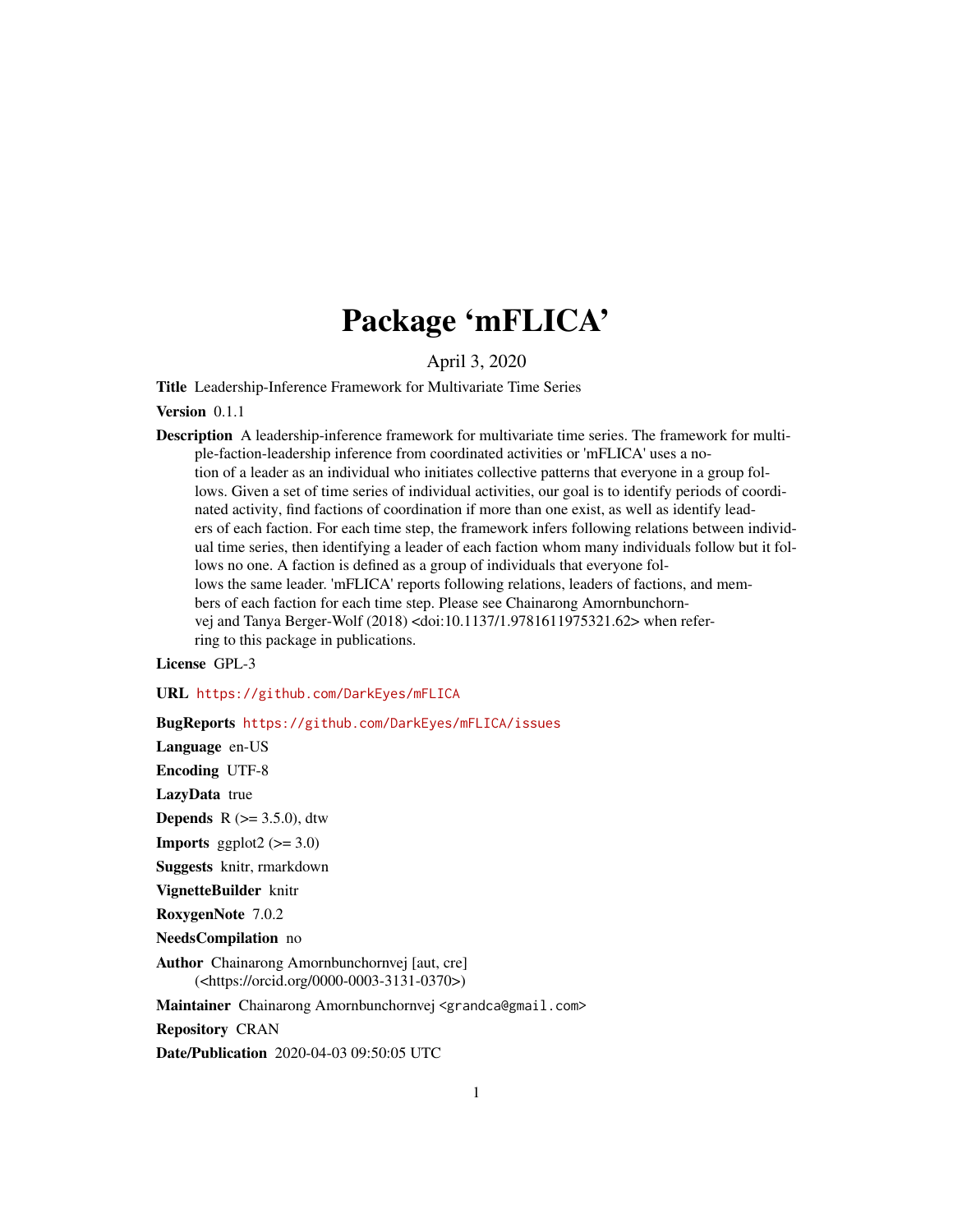# Package 'mFLICA'

April 3, 2020

**Title** Leadership-Inference Framework for Multivariate Time Series

**Version** 0.1.1

**Description** A leadership-inference framework for multivariate time series. The framework for multiple-faction-leadership inference from coordinated activities or 'mFLICA' uses a notion of a leader as an individual who initiates collective patterns that everyone in a group follows. Given a set of time series of individual activities, our goal is to identify periods of coordinated activity, find factions of coordination if more than one exist, as well as identify leaders of each faction. For each time step, the framework infers following relations between individual time series, then identifying a leader of each faction whom many individuals follow but it follows no one. A faction is defined as a group of individuals that everyone follows the same leader. 'mFLICA' reports following relations, leaders of factions, and members of each faction for each time step. Please see Chainarong Amornbunchornvej and Tanya Berger-Wolf (2018) <doi:10.1137/1.9781611975321.62> when referring to this package in publications.

**License** GPL-3

**URL** https://github.com/DarkEyes/mFLICA

**BugReports** https://github.com/DarkEyes/mFLICA/issues

**Language** en-US

**Encoding** UTF-8

**LazyData** true

**Depends** R (>= 3.5.0), dtw

**Imports** ggplot2 (>= 3.0)

**Suggests** knitr, rmarkdown

**VignetteBuilder** knitr

**RoxygenNote** 7.0.2

**NeedsCompilation** no

**Author** Chainarong Amornbunchornvej [aut, cre] (<https://orcid.org/0000-0003-3131-0370>)

**Maintainer** Chainarong Amornbunchornvej <grandca@gmail.com>

**Repository** CRAN

**Date/Publication** 2020-04-03 09:50:05 UTC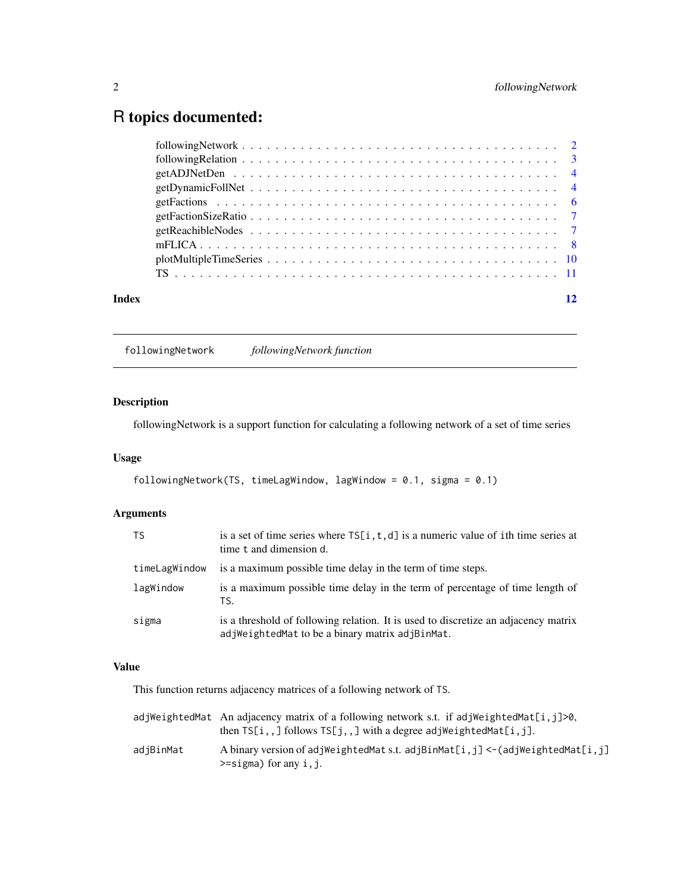# R topics documented:

| | |
|---|---|
| followingNetwork | 2 |
| followingRelation | 3 |
| getADJNetDen | 4 |
| getDynamicFollNet | 4 |
| getFactions | 6 |
| getFactionSizeRatio | 7 |
| getReachibleNodes | 7 |
| mFLICA | 8 |
| plotMultipleTimeSeries | 10 |
| TS | 11 |

**Index** 12

---

`followingNetwork` *followingNetwork function*

---

### Description

followingNetwork is a support function for calculating a following network of a set of time series

### Usage

```
followingNetwork(TS, timeLagWindow, lagWindow = 0.1, sigma = 0.1)
```

### Arguments

| | |
|---|---|
| `TS` | is a set of time series where `TS[i,t,d]` is a numeric value of ith time series at time `t` and dimension `d`. |
| `timeLagWindow` | is a maximum possible time delay in the term of time steps. |
| `lagWindow` | is a maximum possible time delay in the term of percentage of time length of `TS`. |
| `sigma` | is a threshold of following relation. It is used to discretize an adjacency matrix `adjWeightedMat` to be a binary matrix `adjBinMat`. |

### Value

This function returns adjacency matrices of a following network of `TS`.

| | |
|---|---|
| `adjWeightedMat` | An adjacency matrix of a following network s.t. if `adjWeightedMat[i,j]>0`, then `TS[i,,]` follows `TS[j,,]` with a degree `adjWeightedMat[i,j]`. |
| `adjBinMat` | A binary version of `adjWeightedMat` s.t. `adjBinMat[i,j] <-(adjWeightedMat[i,j] >=sigma)` for any `i,j`. |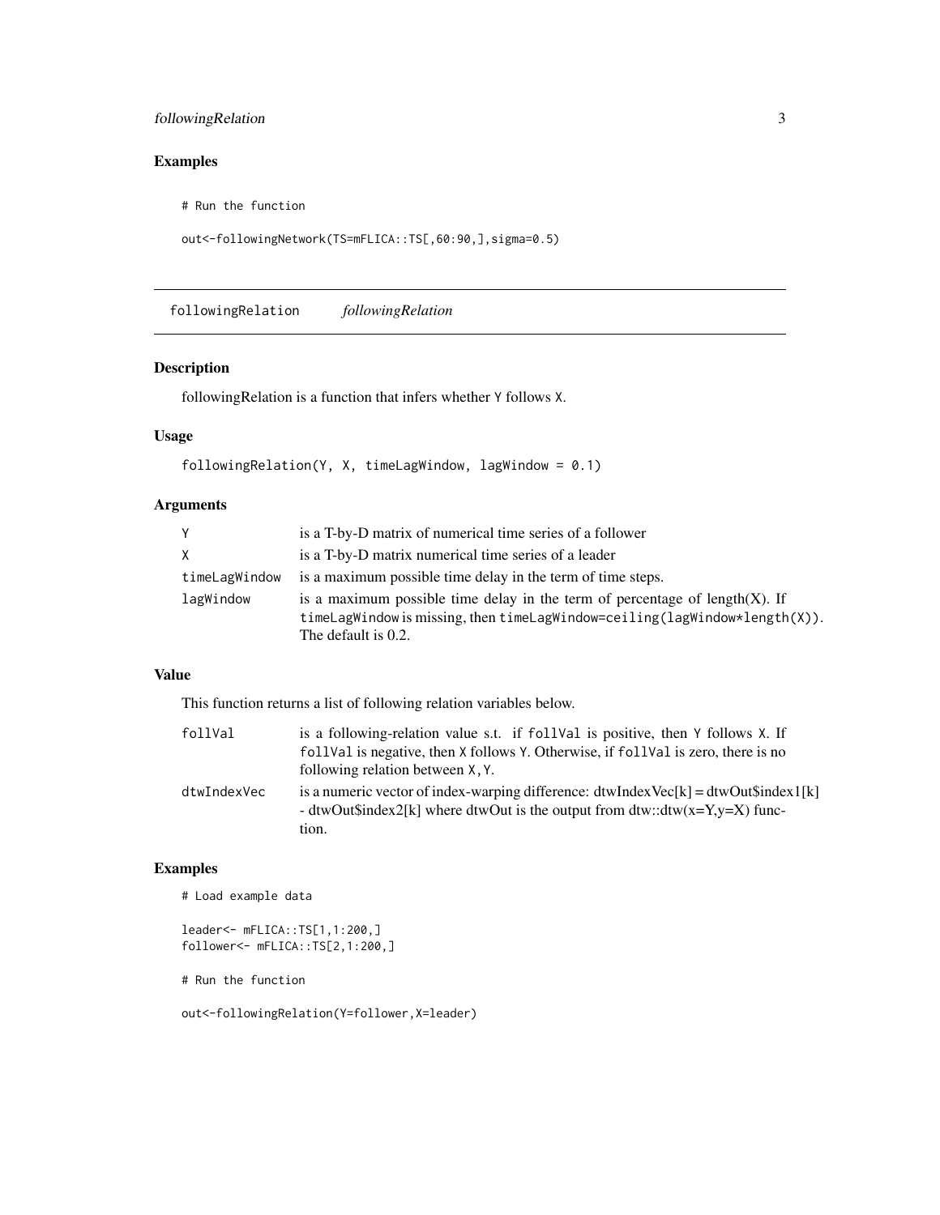## Examples

```
# Run the function

out<-followingNetwork(TS=mFLICA::TS[,60:90,],sigma=0.5)
```

---

## followingRelation *followingRelation*

### Description

followingRelation is a function that infers whether Y follows X.

### Usage

```
followingRelation(Y, X, timeLagWindow, lagWindow = 0.1)
```

### Arguments

| | |
|---|---|
| Y | is a T-by-D matrix of numerical time series of a follower |
| X | is a T-by-D matrix numerical time series of a leader |
| timeLagWindow | is a maximum possible time delay in the term of time steps. |
| lagWindow | is a maximum possible time delay in the term of percentage of length(X). If timeLagWindow is missing, then timeLagWindow=ceiling(lagWindow*length(X)). The default is 0.2. |

### Value

This function returns a list of following relation variables below.

| | |
|---|---|
| follVal | is a following-relation value s.t. if follVal is positive, then Y follows X. If follVal is negative, then X follows Y. Otherwise, if follVal is zero, there is no following relation between X, Y. |
| dtwIndexVec | is a numeric vector of index-warping difference: dtwIndexVec[k] = dtwOut$index1[k] - dtwOut$index2[k] where dtwOut is the output from dtw::dtw(x=Y,y=X) function. |

### Examples

```
# Load example data

leader<- mFLICA::TS[1,1:200,]
follower<- mFLICA::TS[2,1:200,]

# Run the function

out<-followingRelation(Y=follower,X=leader)
```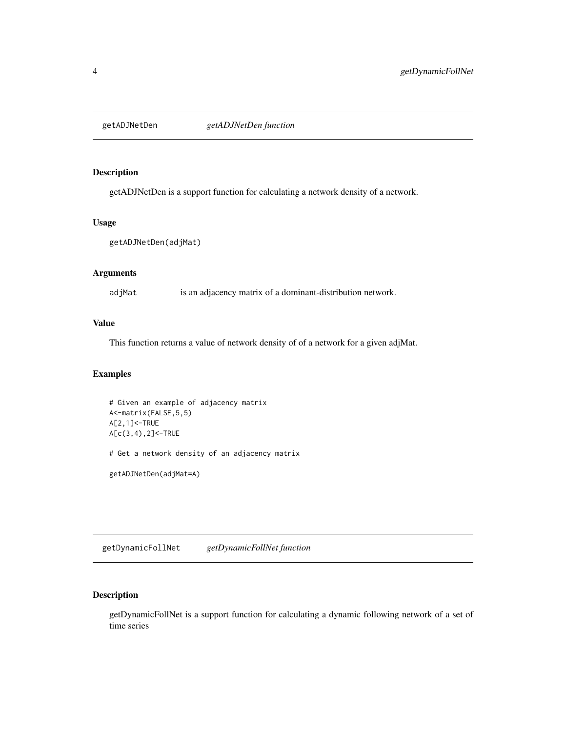## getADJNetDen *getADJNetDen function*

### Description

getADJNetDen is a support function for calculating a network density of a network.

### Usage

```
getADJNetDen(adjMat)
```

### Arguments

| | |
|---|---|
| adjMat | is an adjacency matrix of a dominant-distribution network. |

### Value

This function returns a value of network density of of a network for a given adjMat.

### Examples

```
# Given an example of adjacency matrix
A<-matrix(FALSE,5,5)
A[2,1]<-TRUE
A[c(3,4),2]<-TRUE

# Get a network density of an adjacency matrix

getADJNetDen(adjMat=A)
```

## getDynamicFollNet *getDynamicFollNet function*

### Description

getDynamicFollNet is a support function for calculating a dynamic following network of a set of time series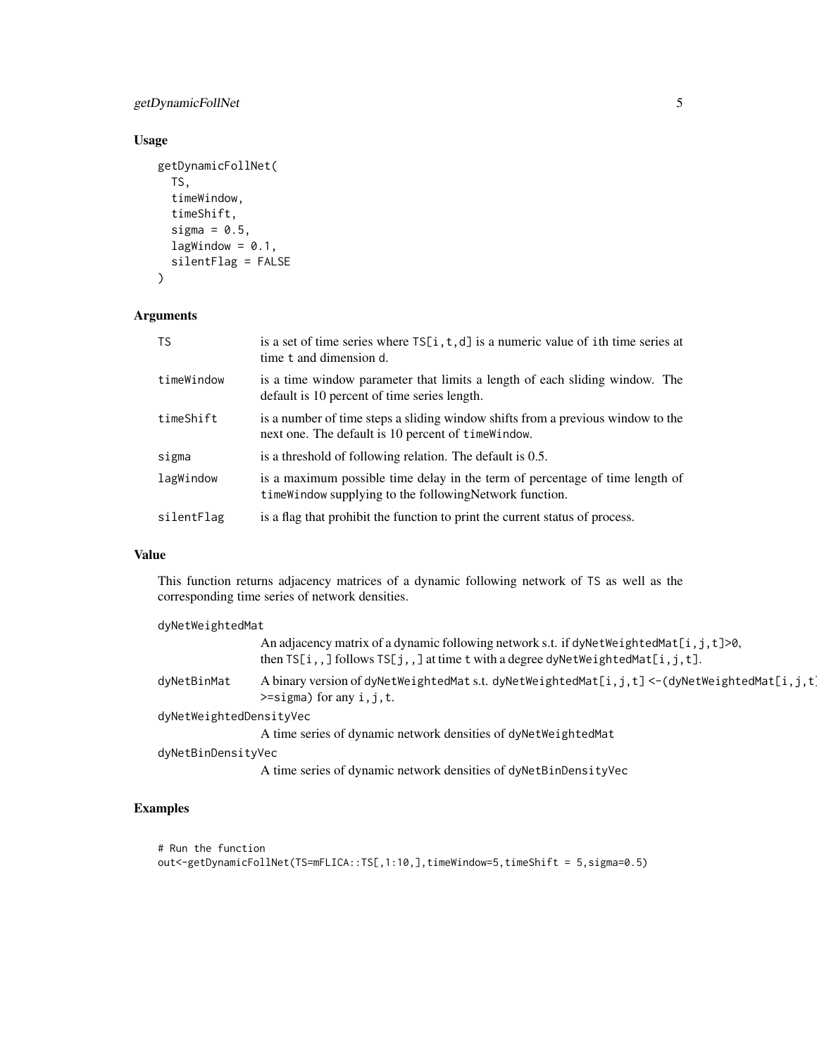## Usage

```
getDynamicFollNet(
  TS,
  timeWindow,
  timeShift,
  sigma = 0.5,
  lagWindow = 0.1,
  silentFlag = FALSE
)
```

## Arguments

| | |
|---|---|
| TS | is a set of time series where TS[i,t,d] is a numeric value of ith time series at time t and dimension d. |
| timeWindow | is a time window parameter that limits a length of each sliding window. The default is 10 percent of time series length. |
| timeShift | is a number of time steps a sliding window shifts from a previous window to the next one. The default is 10 percent of timeWindow. |
| sigma | is a threshold of following relation. The default is 0.5. |
| lagWindow | is a maximum possible time delay in the term of percentage of time length of timeWindow supplying to the followingNetwork function. |
| silentFlag | is a flag that prohibit the function to print the current status of process. |

## Value

This function returns adjacency matrices of a dynamic following network of TS as well as the corresponding time series of network densities.

dyNetWeightedMat
: An adjacency matrix of a dynamic following network s.t. if dyNetWeightedMat[i,j,t]>0, then TS[i,,] follows TS[j,,] at time t with a degree dyNetWeightedMat[i,j,t].

dyNetBinMat
: A binary version of dyNetWeightedMat s.t. dyNetWeightedMat[i,j,t] <-(dyNetWeightedMat[i,j,t] >=sigma) for any i,j,t.

dyNetWeightedDensityVec
: A time series of dynamic network densities of dyNetWeightedMat

dyNetBinDensityVec
: A time series of dynamic network densities of dyNetBinDensityVec

## Examples

```
# Run the function
out<-getDynamicFollNet(TS=mFLICA::TS[,1:10,],timeWindow=5,timeShift = 5,sigma=0.5)
```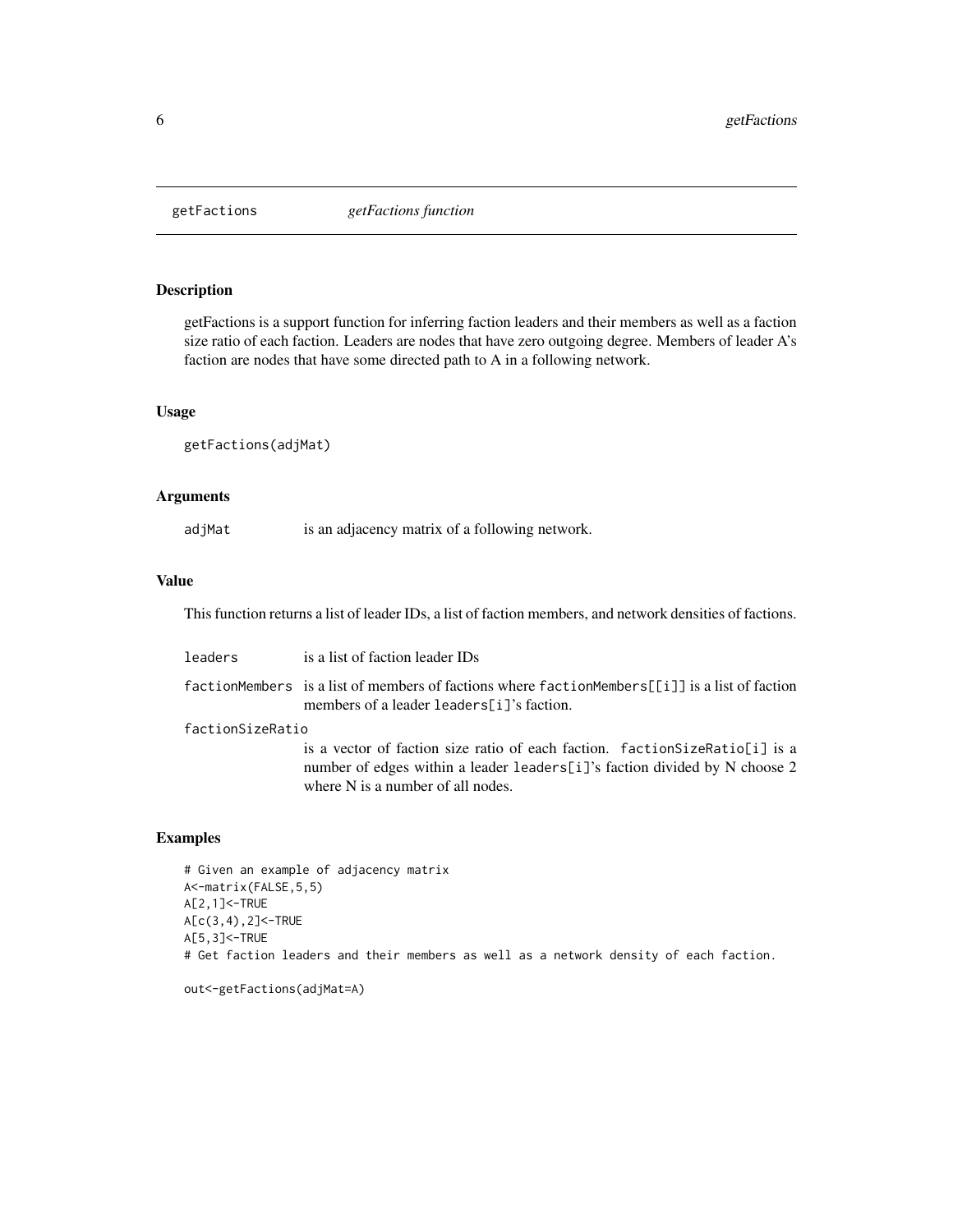## getFactions *getFactions function*

### Description

getFactions is a support function for inferring faction leaders and their members as well as a faction size ratio of each faction. Leaders are nodes that have zero outgoing degree. Members of leader A's faction are nodes that have some directed path to A in a following network.

### Usage

```
getFactions(adjMat)
```

### Arguments

| | |
|---|---|
| adjMat | is an adjacency matrix of a following network. |

### Value

This function returns a list of leader IDs, a list of faction members, and network densities of factions.

| | |
|---|---|
| leaders | is a list of faction leader IDs |
| factionMembers | is a list of members of factions where factionMembers[[i]] is a list of faction members of a leader leaders[i]'s faction. |
| factionSizeRatio | is a vector of faction size ratio of each faction. factionSizeRatio[i] is a number of edges within a leader leaders[i]'s faction divided by N choose 2 where N is a number of all nodes. |

### Examples

```
# Given an example of adjacency matrix
A<-matrix(FALSE,5,5)
A[2,1]<-TRUE
A[c(3,4),2]<-TRUE
A[5,3]<-TRUE
# Get faction leaders and their members as well as a network density of each faction.

out<-getFactions(adjMat=A)
```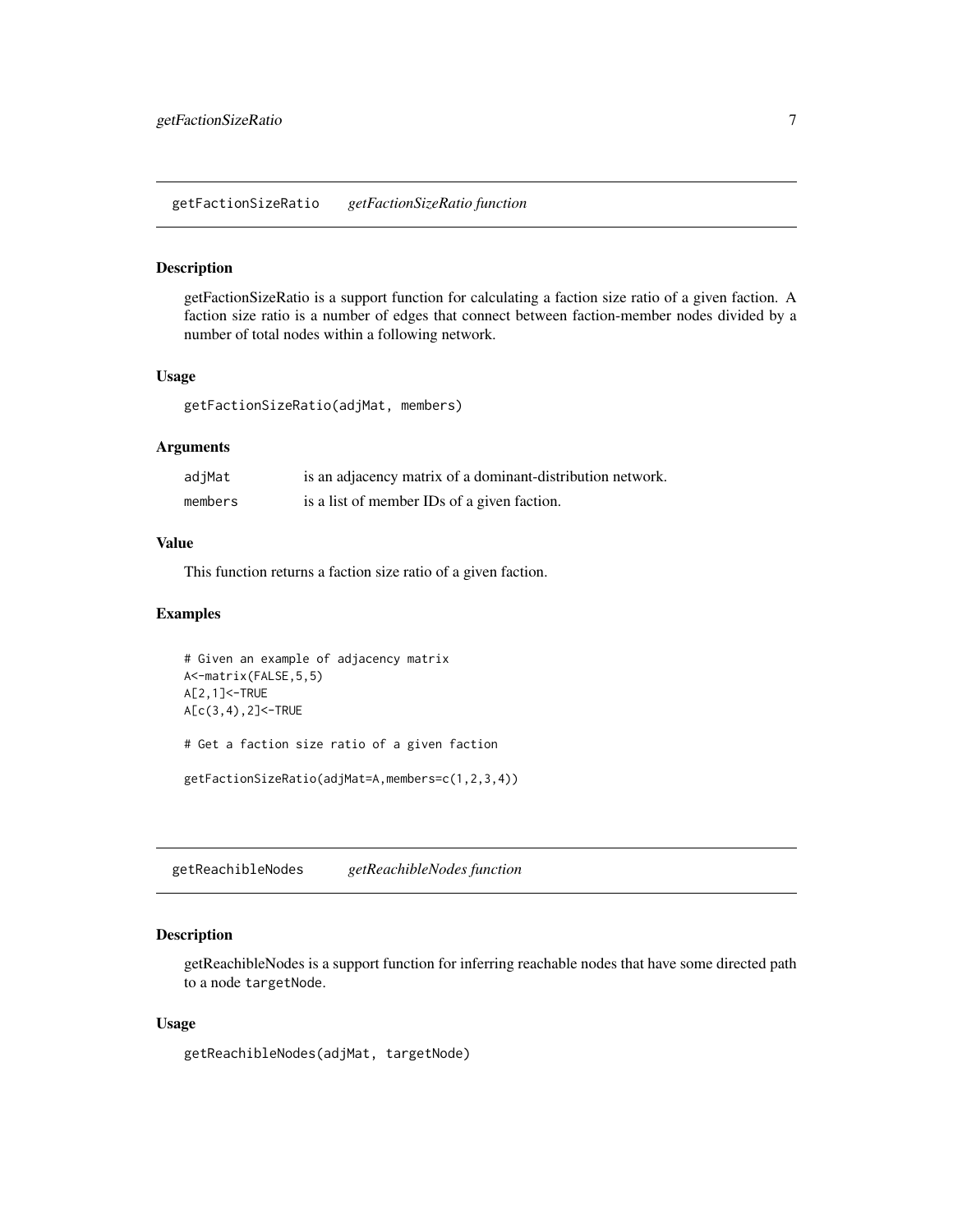## getFactionSizeRatio *getFactionSizeRatio function*

### Description

getFactionSizeRatio is a support function for calculating a faction size ratio of a given faction. A faction size ratio is a number of edges that connect between faction-member nodes divided by a number of total nodes within a following network.

### Usage

```
getFactionSizeRatio(adjMat, members)
```

### Arguments

| | |
|---|---|
| adjMat | is an adjacency matrix of a dominant-distribution network. |
| members | is a list of member IDs of a given faction. |

### Value

This function returns a faction size ratio of a given faction.

### Examples

```
# Given an example of adjacency matrix
A<-matrix(FALSE,5,5)
A[2,1]<-TRUE
A[c(3,4),2]<-TRUE

# Get a faction size ratio of a given faction

getFactionSizeRatio(adjMat=A,members=c(1,2,3,4))
```

## getReachibleNodes *getReachibleNodes function*

### Description

getReachibleNodes is a support function for inferring reachable nodes that have some directed path to a node `targetNode`.

### Usage

```
getReachibleNodes(adjMat, targetNode)
```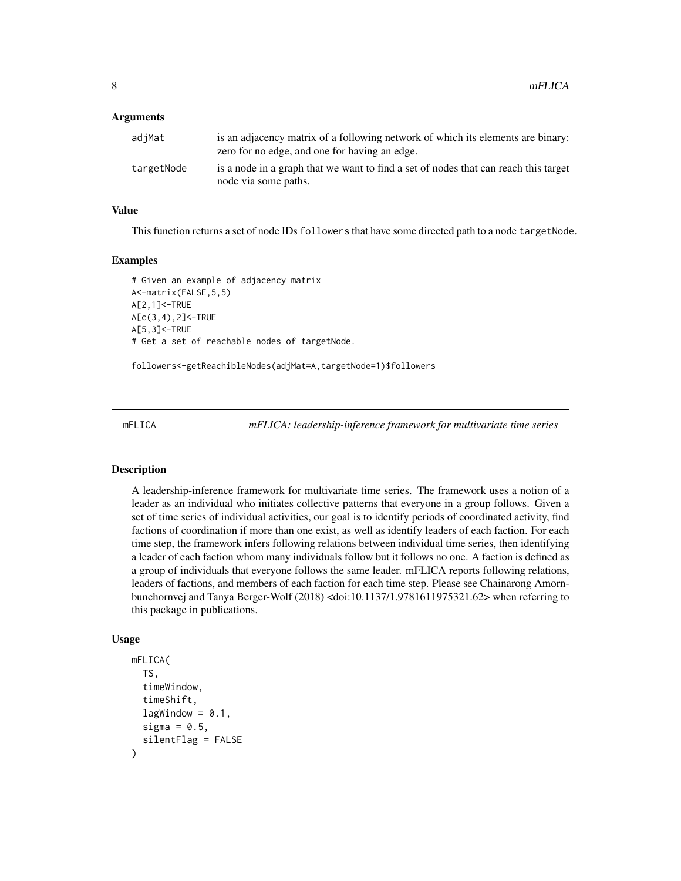### Arguments

| | |
|---|---|
| adjMat | is an adjacency matrix of a following network of which its elements are binary: zero for no edge, and one for having an edge. |
| targetNode | is a node in a graph that we want to find a set of nodes that can reach this target node via some paths. |

### Value

This function returns a set of node IDs `followers` that have some directed path to a node `targetNode`.

### Examples

```
# Given an example of adjacency matrix
A<-matrix(FALSE,5,5)
A[2,1]<-TRUE
A[c(3,4),2]<-TRUE
A[5,3]<-TRUE
# Get a set of reachable nodes of targetNode.

followers<-getReachibleNodes(adjMat=A,targetNode=1)$followers
```

---

## mFLICA — *mFLICA: leadership-inference framework for multivariate time series*

### Description

A leadership-inference framework for multivariate time series. The framework uses a notion of a leader as an individual who initiates collective patterns that everyone in a group follows. Given a set of time series of individual activities, our goal is to identify periods of coordinated activity, find factions of coordination if more than one exist, as well as identify leaders of each faction. For each time step, the framework infers following relations between individual time series, then identifying a leader of each faction whom many individuals follow but it follows no one. A faction is defined as a group of individuals that everyone follows the same leader. mFLICA reports following relations, leaders of factions, and members of each faction for each time step. Please see Chainarong Amornbunchornvej and Tanya Berger-Wolf (2018) <doi:10.1137/1.9781611975321.62> when referring to this package in publications.

### Usage

```
mFLICA(
  TS,
  timeWindow,
  timeShift,
  lagWindow = 0.1,
  sigma = 0.5,
  silentFlag = FALSE
)
```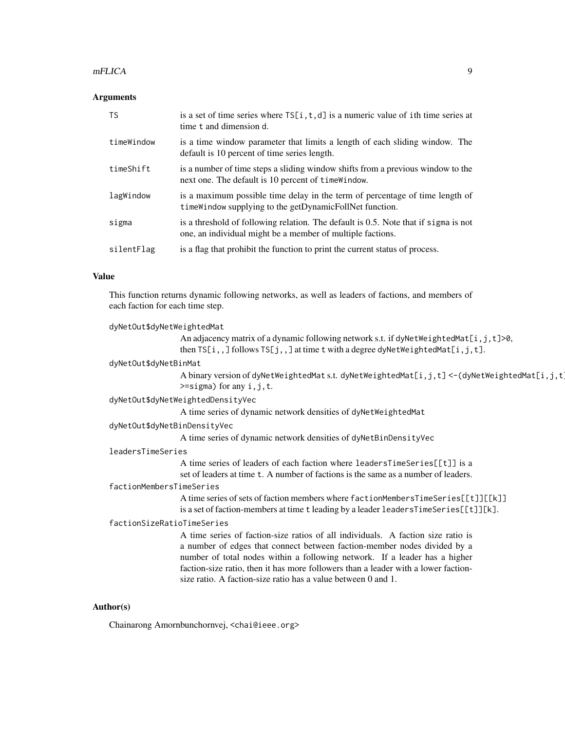### Arguments

- `TS`: is a set of time series where `TS[i,t,d]` is a numeric value of ith time series at time t and dimension d.
- `timeWindow`: is a time window parameter that limits a length of each sliding window. The default is 10 percent of time series length.
- `timeShift`: is a number of time steps a sliding window shifts from a previous window to the next one. The default is 10 percent of `timeWindow`.
- `lagWindow`: is a maximum possible time delay in the term of percentage of time length of `timeWindow` supplying to the getDynamicFollNet function.
- `sigma`: is a threshold of following relation. The default is 0.5. Note that if `sigma` is not one, an individual might be a member of multiple factions.
- `silentFlag`: is a flag that prohibit the function to print the current status of process.

### Value

This function returns dynamic following networks, as well as leaders of factions, and members of each faction for each time step.

`dyNetOut$dyNetWeightedMat`
: An adjacency matrix of a dynamic following network s.t. if `dyNetWeightedMat[i,j,t]>0`, then `TS[i,,]` follows `TS[j,,]` at time `t` with a degree `dyNetWeightedMat[i,j,t]`.

`dyNetOut$dyNetBinMat`
: A binary version of `dyNetWeightedMat` s.t. `dyNetWeightedMat[i,j,t] <-(dyNetWeightedMat[i,j,t] >=sigma)` for any `i,j,t`.

`dyNetOut$dyNetWeightedDensityVec`
: A time series of dynamic network densities of `dyNetWeightedMat`

`dyNetOut$dyNetBinDensityVec`
: A time series of dynamic network densities of `dyNetBinDensityVec`

`leadersTimeSeries`
: A time series of leaders of each faction where `leadersTimeSeries[[t]]` is a set of leaders at time `t`. A number of factions is the same as a number of leaders.

`factionMembersTimeSeries`
: A time series of sets of faction members where `factionMembersTimeSeries[[t]][[k]]` is a set of faction-members at time `t` leading by a leader `leadersTimeSeries[[t]][k]`.

`factionSizeRatioTimeSeries`
: A time series of faction-size ratios of all individuals. A faction size ratio is a number of edges that connect between faction-member nodes divided by a number of total nodes within a following network. If a leader has a higher faction-size ratio, then it has more followers than a leader with a lower faction-size ratio. A faction-size ratio has a value between 0 and 1.

### Author(s)

Chainarong Amornbunchornvej, <chai@ieee.org>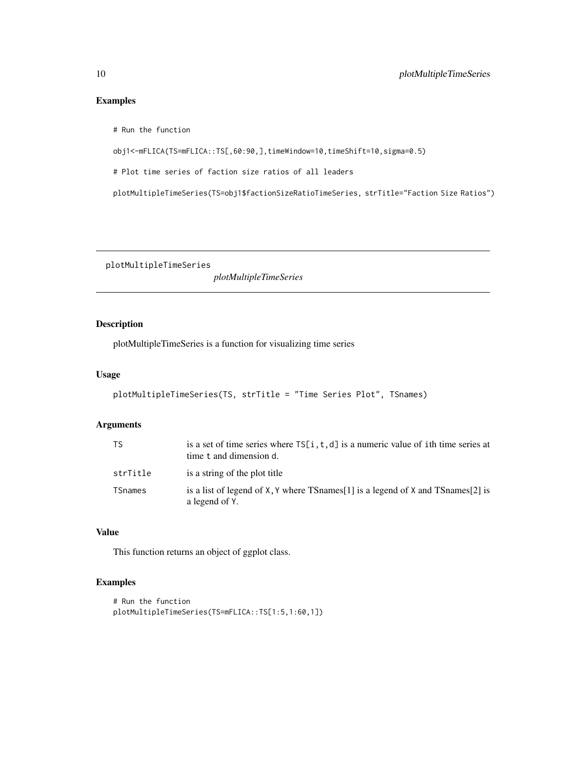## Examples

```
# Run the function

obj1<-mFLICA(TS=mFLICA::TS[,60:90,],timeWindow=10,timeShift=10,sigma=0.5)

# Plot time series of faction size ratios of all leaders

plotMultipleTimeSeries(TS=obj1$factionSizeRatioTimeSeries, strTitle="Faction Size Ratios")
```

---

# plotMultipleTimeSeries    *plotMultipleTimeSeries*

---

## Description

plotMultipleTimeSeries is a function for visualizing time series

## Usage

```
plotMultipleTimeSeries(TS, strTitle = "Time Series Plot", TSnames)
```

## Arguments

| | |
|---|---|
| TS | is a set of time series where TS[i,t,d] is a numeric value of ith time series at time t and dimension d. |
| strTitle | is a string of the plot title |
| TSnames | is a list of legend of X, Y where TSnames[1] is a legend of X and TSnames[2] is a legend of Y. |

## Value

This function returns an object of ggplot class.

## Examples

```
# Run the function
plotMultipleTimeSeries(TS=mFLICA::TS[1:5,1:60,1])
```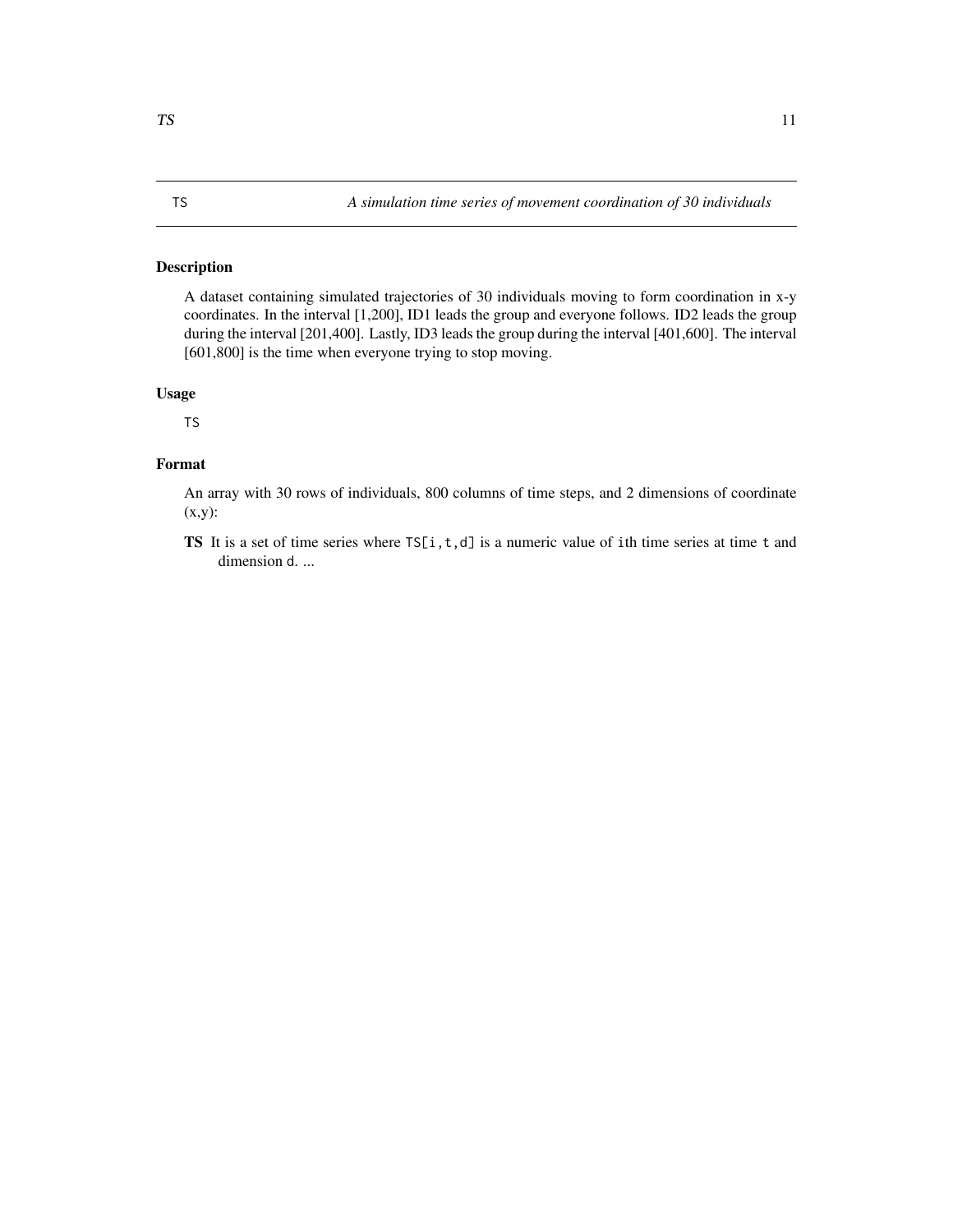## TS — A simulation time series of movement coordination of 30 individuals

### Description

A dataset containing simulated trajectories of 30 individuals moving to form coordination in x-y coordinates. In the interval [1,200], ID1 leads the group and everyone follows. ID2 leads the group during the interval [201,400]. Lastly, ID3 leads the group during the interval [401,600]. The interval [601,800] is the time when everyone trying to stop moving.

### Usage

```
TS
```

### Format

An array with 30 rows of individuals, 800 columns of time steps, and 2 dimensions of coordinate (x,y):

**TS** It is a set of time series where `TS[i,t,d]` is a numeric value of `i`th time series at time `t` and dimension `d`. ...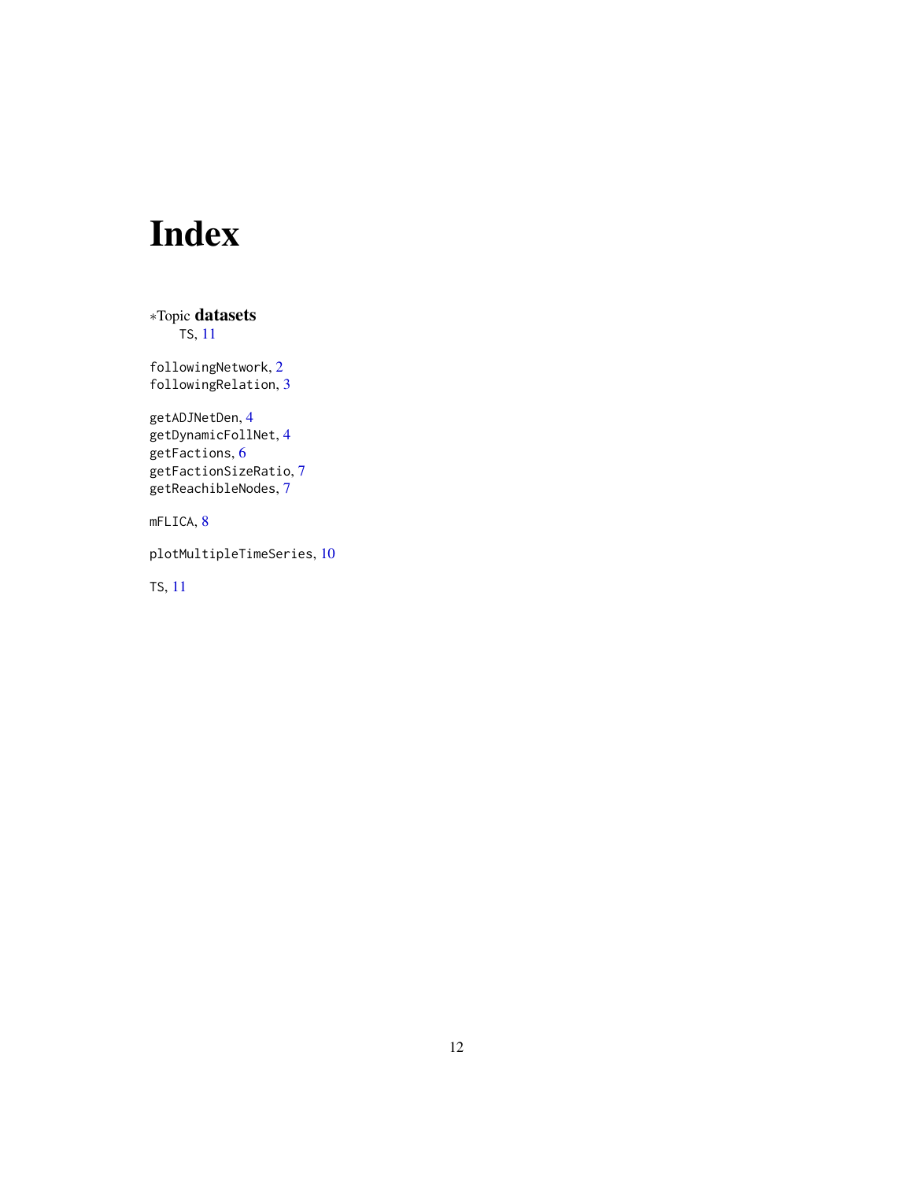# Index

*Topic **datasets**
  TS, 11

followingNetwork, 2
followingRelation, 3

getADJNetDen, 4
getDynamicFollNet, 4
getFactions, 6
getFactionSizeRatio, 7
getReachibleNodes, 7

mFLICA, 8

plotMultipleTimeSeries, 10

TS, 11